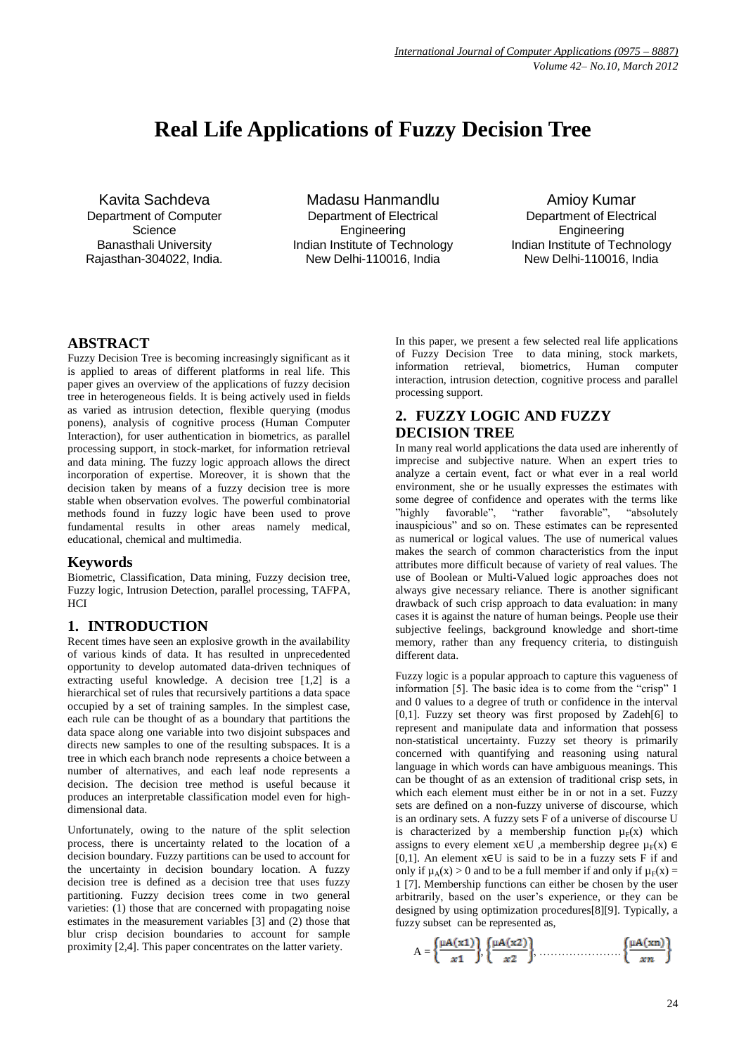# Real Life Applications of Fuzzy Decision Tree

Kavita Sachdeva
Department of Computer Science
Banasthali University
Rajasthan-304022, India.

Madasu Hanmandlu
Department of Electrical Engineering
Indian Institute of Technology
New Delhi-110016, India

Amioy Kumar
Department of Electrical Engineering
Indian Institute of Technology
New Delhi-110016, India

## ABSTRACT

Fuzzy Decision Tree is becoming increasingly significant as it is applied to areas of different platforms in real life. This paper gives an overview of the applications of fuzzy decision tree in heterogeneous fields. It is being actively used in fields as varied as intrusion detection, flexible querying (modus ponens), analysis of cognitive process (Human Computer Interaction), for user authentication in biometrics, as parallel processing support, in stock-market, for information retrieval and data mining. The fuzzy logic approach allows the direct incorporation of expertise. Moreover, it is shown that the decision taken by means of a fuzzy decision tree is more stable when observation evolves. The powerful combinatorial methods found in fuzzy logic have been used to prove fundamental results in other areas namely medical, educational, chemical and multimedia.

### Keywords

Biometric, Classification, Data mining, Fuzzy decision tree, Fuzzy logic, Intrusion Detection, parallel processing, TAFPA, HCI

## 1. INTRODUCTION

Recent times have seen an explosive growth in the availability of various kinds of data. It has resulted in unprecedented opportunity to develop automated data-driven techniques of extracting useful knowledge. A decision tree [1,2] is a hierarchical set of rules that recursively partitions a data space occupied by a set of training samples. In the simplest case, each rule can be thought of as a boundary that partitions the data space along one variable into two disjoint subspaces and directs new samples to one of the resulting subspaces. It is a tree in which each branch node represents a choice between a number of alternatives, and each leaf node represents a decision. The decision tree method is useful because it produces an interpretable classification model even for high-dimensional data.

Unfortunately, owing to the nature of the split selection process, there is uncertainty related to the location of a decision boundary. Fuzzy partitions can be used to account for the uncertainty in decision boundary location. A fuzzy decision tree is defined as a decision tree that uses fuzzy partitioning. Fuzzy decision trees come in two general varieties: (1) those that are concerned with propagating noise estimates in the measurement variables [3] and (2) those that blur crisp decision boundaries to account for sample proximity [2,4]. This paper concentrates on the latter variety.

In this paper, we present a few selected real life applications of Fuzzy Decision Tree to data mining, stock markets, information retrieval, biometrics, Human computer interaction, intrusion detection, cognitive process and parallel processing support.

## 2. FUZZY LOGIC AND FUZZY DECISION TREE

In many real world applications the data used are inherently of imprecise and subjective nature. When an expert tries to analyze a certain event, fact or what ever in a real world environment, she or he usually expresses the estimates with some degree of confidence and operates with the terms like "highly favorable", "rather favorable", "absolutely inauspicious" and so on. These estimates can be represented as numerical or logical values. The use of numerical values makes the search of common characteristics from the input attributes more difficult because of variety of real values. The use of Boolean or Multi-Valued logic approaches does not always give necessary reliance. There is another significant drawback of such crisp approach to data evaluation: in many cases it is against the nature of human beings. People use their subjective feelings, background knowledge and short-time memory, rather than any frequency criteria, to distinguish different data.

Fuzzy logic is a popular approach to capture this vagueness of information [5]. The basic idea is to come from the "crisp" 1 and 0 values to a degree of truth or confidence in the interval [0,1]. Fuzzy set theory was first proposed by Zadeh[6] to represent and manipulate data and information that possess non-statistical uncertainty. Fuzzy set theory is primarily concerned with quantifying and reasoning using natural language in which words can have ambiguous meanings. This can be thought of as an extension of traditional crisp sets, in which each element must either be in or not in a set. Fuzzy sets are defined on a non-fuzzy universe of discourse, which is an ordinary sets. A fuzzy sets F of a universe of discourse U is characterized by a membership function $\mu_F(x)$ which assigns to every element $x \in U$ ,a membership degree $\mu_F(x) \in [0,1]$. An element $x \in U$ is said to be in a fuzzy sets F if and only if $\mu_A(x) > 0$ and to be a full member if and only if $\mu_F(x) = 1$ [7]. Membership functions can either be chosen by the user arbitrarily, based on the user's experience, or they can be designed by using optimization procedures[8][9]. Typically, a fuzzy subset can be represented as,

$$A = \left\{\frac{\mu A(x1)}{x1}\right\}, \left\{\frac{\mu A(x2)}{x2}\right\}, \ldots\ldots\ldots\ldots\ldots\ldots \left\{\frac{\mu A(xn)}{xn}\right\}$$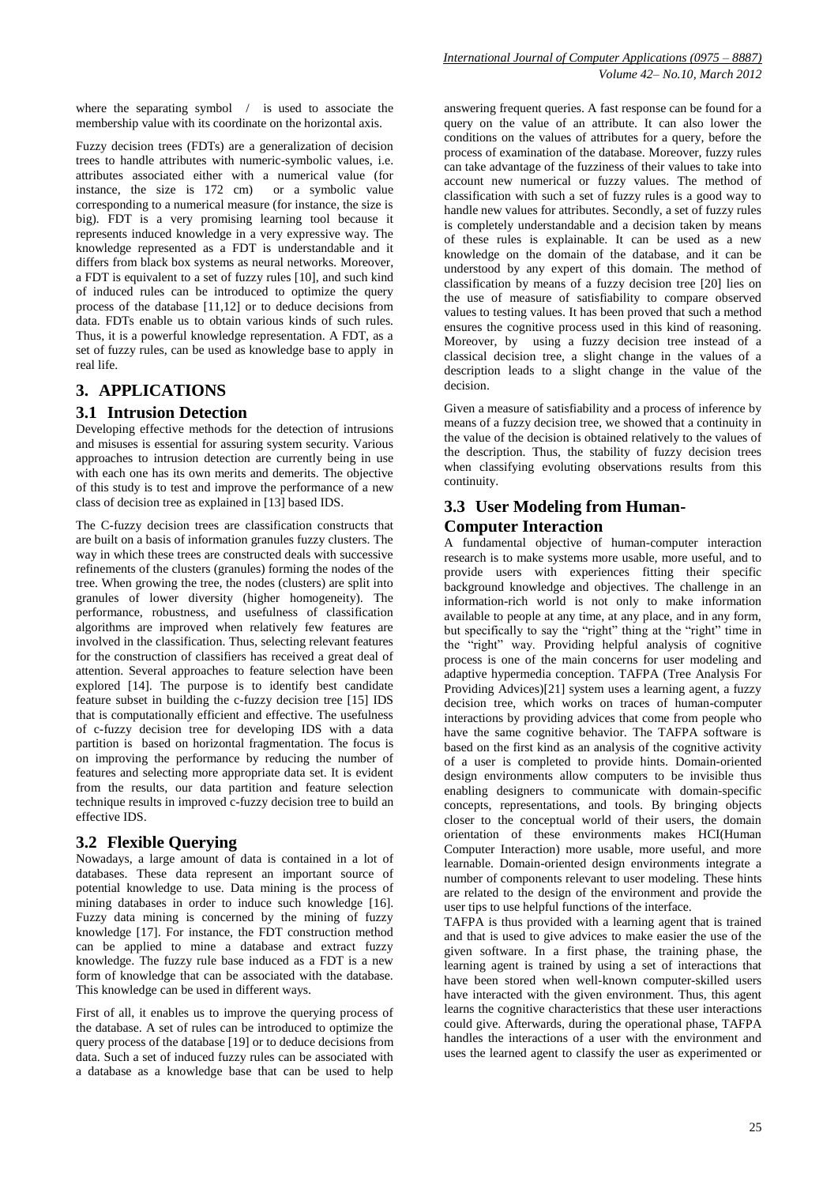where the separating symbol / is used to associate the membership value with its coordinate on the horizontal axis.

Fuzzy decision trees (FDTs) are a generalization of decision trees to handle attributes with numeric-symbolic values, i.e. attributes associated either with a numerical value (for instance, the size is 172 cm) or a symbolic value corresponding to a numerical measure (for instance, the size is big). FDT is a very promising learning tool because it represents induced knowledge in a very expressive way. The knowledge represented as a FDT is understandable and it differs from black box systems as neural networks. Moreover, a FDT is equivalent to a set of fuzzy rules [10], and such kind of induced rules can be introduced to optimize the query process of the database [11,12] or to deduce decisions from data. FDTs enable us to obtain various kinds of such rules. Thus, it is a powerful knowledge representation. A FDT, as a set of fuzzy rules, can be used as knowledge base to apply in real life.

## 3. APPLICATIONS

### 3.1 Intrusion Detection

Developing effective methods for the detection of intrusions and misuses is essential for assuring system security. Various approaches to intrusion detection are currently being in use with each one has its own merits and demerits. The objective of this study is to test and improve the performance of a new class of decision tree as explained in [13] based IDS.

The C-fuzzy decision trees are classification constructs that are built on a basis of information granules fuzzy clusters. The way in which these trees are constructed deals with successive refinements of the clusters (granules) forming the nodes of the tree. When growing the tree, the nodes (clusters) are split into granules of lower diversity (higher homogeneity). The performance, robustness, and usefulness of classification algorithms are improved when relatively few features are involved in the classification. Thus, selecting relevant features for the construction of classifiers has received a great deal of attention. Several approaches to feature selection have been explored [14]. The purpose is to identify best candidate feature subset in building the c-fuzzy decision tree [15] IDS that is computationally efficient and effective. The usefulness of c-fuzzy decision tree for developing IDS with a data partition is based on horizontal fragmentation. The focus is on improving the performance by reducing the number of features and selecting more appropriate data set. It is evident from the results, our data partition and feature selection technique results in improved c-fuzzy decision tree to build an effective IDS.

### 3.2 Flexible Querying

Nowadays, a large amount of data is contained in a lot of databases. These data represent an important source of potential knowledge to use. Data mining is the process of mining databases in order to induce such knowledge [16]. Fuzzy data mining is concerned by the mining of fuzzy knowledge [17]. For instance, the FDT construction method can be applied to mine a database and extract fuzzy knowledge. The fuzzy rule base induced as a FDT is a new form of knowledge that can be associated with the database. This knowledge can be used in different ways.

First of all, it enables us to improve the querying process of the database. A set of rules can be introduced to optimize the query process of the database [19] or to deduce decisions from data. Such a set of induced fuzzy rules can be associated with a database as a knowledge base that can be used to help answering frequent queries. A fast response can be found for a query on the value of an attribute. It can also lower the conditions on the values of attributes for a query, before the process of examination of the database. Moreover, fuzzy rules can take advantage of the fuzziness of their values to take into account new numerical or fuzzy values. The method of classification with such a set of fuzzy rules is a good way to handle new values for attributes. Secondly, a set of fuzzy rules is completely understandable and a decision taken by means of these rules is explainable. It can be used as a new knowledge on the domain of the database, and it can be understood by any expert of this domain. The method of classification by means of a fuzzy decision tree [20] lies on the use of measure of satisfiability to compare observed values to testing values. It has been proved that such a method ensures the cognitive process used in this kind of reasoning. Moreover, by using a fuzzy decision tree instead of a classical decision tree, a slight change in the values of a description leads to a slight change in the value of the decision.

Given a measure of satisfiability and a process of inference by means of a fuzzy decision tree, we showed that a continuity in the value of the decision is obtained relatively to the values of the description. Thus, the stability of fuzzy decision trees when classifying evoluting observations results from this continuity.

### 3.3 User Modeling from Human-Computer Interaction

A fundamental objective of human-computer interaction research is to make systems more usable, more useful, and to provide users with experiences fitting their specific background knowledge and objectives. The challenge in an information-rich world is not only to make information available to people at any time, at any place, and in any form, but specifically to say the "right" thing at the "right" time in the "right" way. Providing helpful analysis of cognitive process is one of the main concerns for user modeling and adaptive hypermedia conception. TAFPA (Tree Analysis For Providing Advices)[21] system uses a learning agent, a fuzzy decision tree, which works on traces of human-computer interactions by providing advices that come from people who have the same cognitive behavior. The TAFPA software is based on the first kind as an analysis of the cognitive activity of a user is completed to provide hints. Domain-oriented design environments allow computers to be invisible thus enabling designers to communicate with domain-specific concepts, representations, and tools. By bringing objects closer to the conceptual world of their users, the domain orientation of these environments makes HCI(Human Computer Interaction) more usable, more useful, and more learnable. Domain-oriented design environments integrate a number of components relevant to user modeling. These hints are related to the design of the environment and provide the user tips to use helpful functions of the interface.

TAFPA is thus provided with a learning agent that is trained and that is used to give advices to make easier the use of the given software. In a first phase, the training phase, the learning agent is trained by using a set of interactions that have been stored when well-known computer-skilled users have interacted with the given environment. Thus, this agent learns the cognitive characteristics that these user interactions could give. Afterwards, during the operational phase, TAFPA handles the interactions of a user with the environment and uses the learned agent to classify the user as experimented or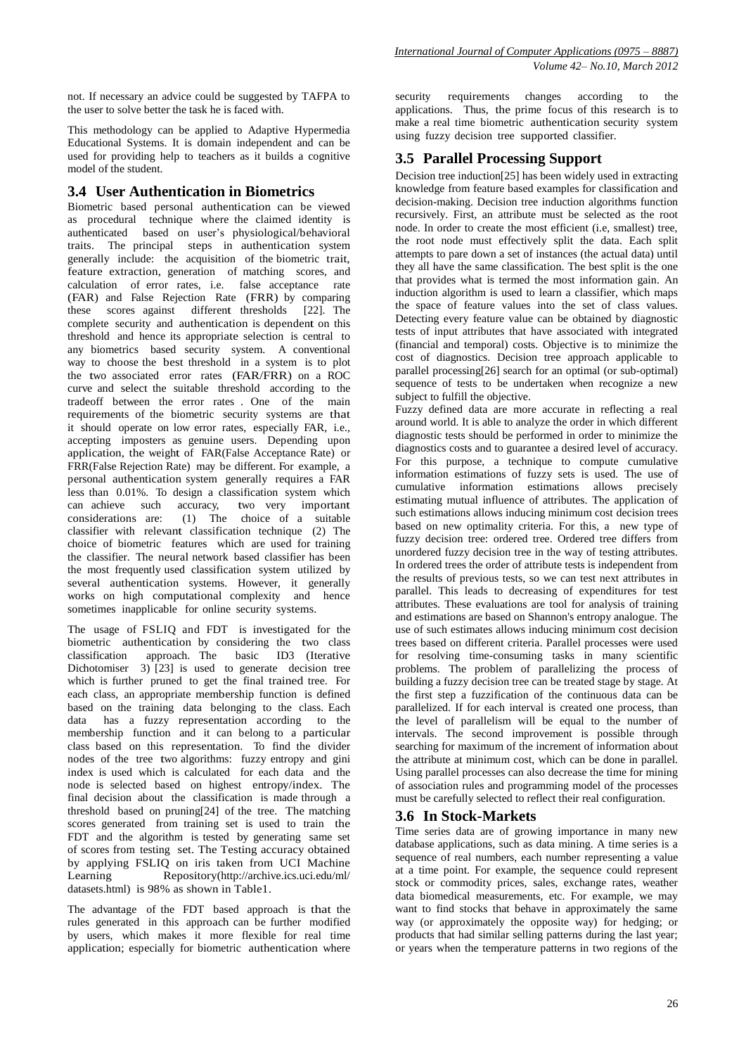not. If necessary an advice could be suggested by TAFPA to the user to solve better the task he is faced with.

This methodology can be applied to Adaptive Hypermedia Educational Systems. It is domain independent and can be used for providing help to teachers as it builds a cognitive model of the student.

### 3.4 User Authentication in Biometrics

Biometric based personal authentication can be viewed as procedural technique where the claimed identity is authenticated based on user's physiological/behavioral traits. The principal steps in authentication system generally include: the acquisition of the biometric trait, feature extraction, generation of matching scores, and calculation of error rates, i.e. false acceptance rate (FAR) and False Rejection Rate (FRR) by comparing these scores against different thresholds [22]. The complete security and authentication is dependent on this threshold and hence its appropriate selection is central to any biometrics based security system. A conventional way to choose the best threshold in a system is to plot the two associated error rates (FAR/FRR) on a ROC curve and select the suitable threshold according to the tradeoff between the error rates . One of the main requirements of the biometric security systems are that it should operate on low error rates, especially FAR, i.e., accepting imposters as genuine users. Depending upon application, the weight of FAR(False Acceptance Rate) or FRR(False Rejection Rate) may be different. For example, a personal authentication system generally requires a FAR less than 0.01%. To design a classification system which can achieve such accuracy, two very important considerations are: (1) The choice of a suitable classifier with relevant classification technique (2) The choice of biometric features which are used for training the classifier. The neural network based classifier has been the most frequently used classification system utilized by several authentication systems. However, it generally works on high computational complexity and hence sometimes inapplicable for online security systems.

The usage of FSLIQ and FDT is investigated for the biometric authentication by considering the two class classification approach. The basic ID3 (Iterative Dichotomiser 3) [23] is used to generate decision tree which is further pruned to get the final trained tree. For each class, an appropriate membership function is defined based on the training data belonging to the class. Each data has a fuzzy representation according to the membership function and it can belong to a particular class based on this representation. To find the divider nodes of the tree two algorithms: fuzzy entropy and gini index is used which is calculated for each data and the node is selected based on highest entropy/index. The final decision about the classification is made through a threshold based on pruning[24] of the tree. The matching scores generated from training set is used to train the FDT and the algorithm is tested by generating same set of scores from testing set. The Testing accuracy obtained by applying FSLIQ on iris taken from UCI Machine Learning Repository(http://archive.ics.uci.edu/ml/datasets.html) is 98% as shown in Table1.

The advantage of the FDT based approach is that the rules generated in this approach can be further modified by users, which makes it more flexible for real time application; especially for biometric authentication where security requirements changes according to the applications. Thus, the prime focus of this research is to make a real time biometric authentication security system using fuzzy decision tree supported classifier.

### 3.5 Parallel Processing Support

Decision tree induction[25] has been widely used in extracting knowledge from feature based examples for classification and decision-making. Decision tree induction algorithms function recursively. First, an attribute must be selected as the root node. In order to create the most efficient (i.e, smallest) tree, the root node must effectively split the data. Each split attempts to pare down a set of instances (the actual data) until they all have the same classification. The best split is the one that provides what is termed the most information gain. An induction algorithm is used to learn a classifier, which maps the space of feature values into the set of class values. Detecting every feature value can be obtained by diagnostic tests of input attributes that have associated with integrated (financial and temporal) costs. Objective is to minimize the cost of diagnostics. Decision tree approach applicable to parallel processing[26] search for an optimal (or sub-optimal) sequence of tests to be undertaken when recognize a new subject to fulfill the objective.

Fuzzy defined data are more accurate in reflecting a real around world. It is able to analyze the order in which different diagnostic tests should be performed in order to minimize the diagnostics costs and to guarantee a desired level of accuracy. For this purpose, a technique to compute cumulative information estimations of fuzzy sets is used. The use of cumulative information estimations allows precisely estimating mutual influence of attributes. The application of such estimations allows inducing minimum cost decision trees based on new optimality criteria. For this, a new type of fuzzy decision tree: ordered tree. Ordered tree differs from unordered fuzzy decision tree in the way of testing attributes. In ordered trees the order of attribute tests is independent from the results of previous tests, so we can test next attributes in parallel. This leads to decreasing of expenditures for test attributes. These evaluations are tool for analysis of training and estimations are based on Shannon's entropy analogue. The use of such estimates allows inducing minimum cost decision trees based on different criteria. Parallel processes were used for resolving time-consuming tasks in many scientific problems. The problem of parallelizing the process of building a fuzzy decision tree can be treated stage by stage. At the first step a fuzzification of the continuous data can be parallelized. If for each interval is created one process, than the level of parallelism will be equal to the number of intervals. The second improvement is possible through searching for maximum of the increment of information about the attribute at minimum cost, which can be done in parallel. Using parallel processes can also decrease the time for mining of association rules and programming model of the processes must be carefully selected to reflect their real configuration.

### 3.6 In Stock-Markets

Time series data are of growing importance in many new database applications, such as data mining. A time series is a sequence of real numbers, each number representing a value at a time point. For example, the sequence could represent stock or commodity prices, sales, exchange rates, weather data biomedical measurements, etc. For example, we may want to find stocks that behave in approximately the same way (or approximately the opposite way) for hedging; or products that had similar selling patterns during the last year; or years when the temperature patterns in two regions of the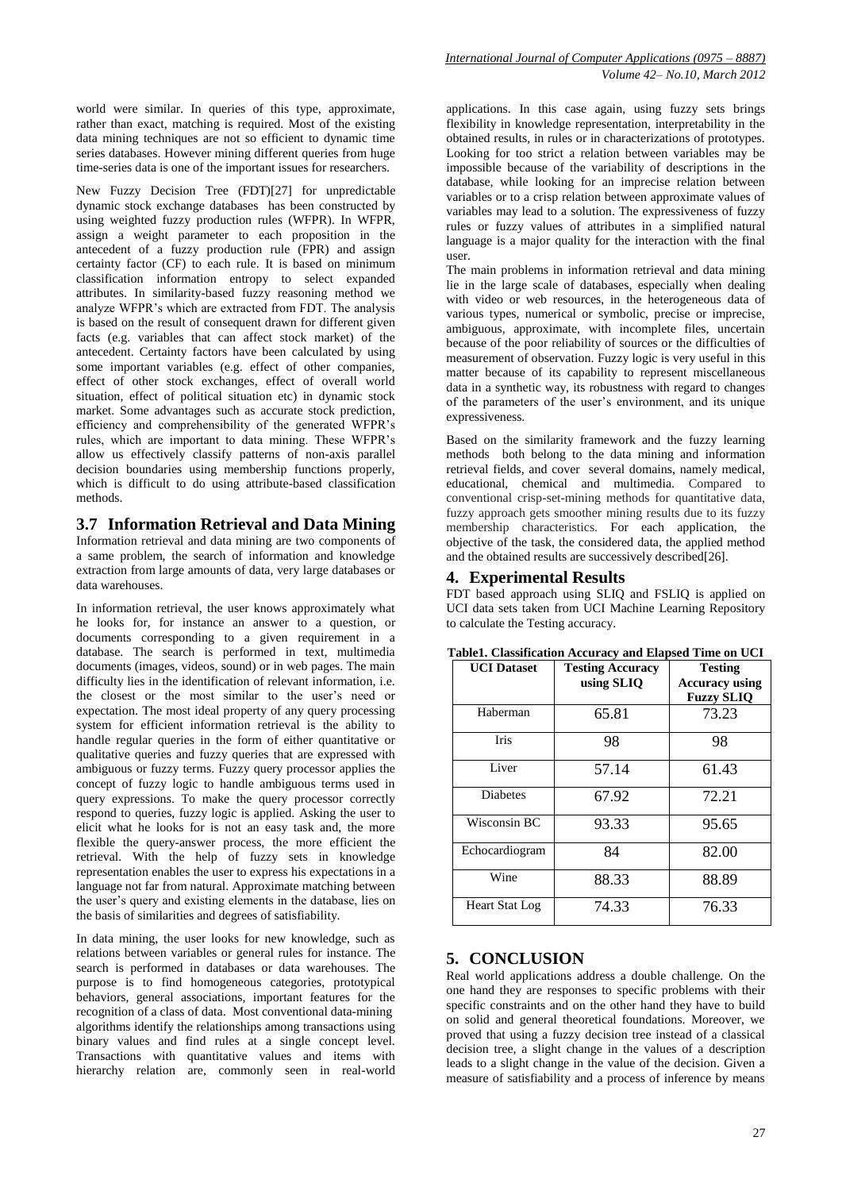world were similar. In queries of this type, approximate, rather than exact, matching is required. Most of the existing data mining techniques are not so efficient to dynamic time series databases. However mining different queries from huge time-series data is one of the important issues for researchers.

New Fuzzy Decision Tree (FDT)[27] for unpredictable dynamic stock exchange databases has been constructed by using weighted fuzzy production rules (WFPR). In WFPR, assign a weight parameter to each proposition in the antecedent of a fuzzy production rule (FPR) and assign certainty factor (CF) to each rule. It is based on minimum classification information entropy to select expanded attributes. In similarity-based fuzzy reasoning method we analyze WFPR's which are extracted from FDT. The analysis is based on the result of consequent drawn for different given facts (e.g. variables that can affect stock market) of the antecedent. Certainty factors have been calculated by using some important variables (e.g. effect of other companies, effect of other stock exchanges, effect of overall world situation, effect of political situation etc) in dynamic stock market. Some advantages such as accurate stock prediction, efficiency and comprehensibility of the generated WFPR's rules, which are important to data mining. These WFPR's allow us effectively classify patterns of non-axis parallel decision boundaries using membership functions properly, which is difficult to do using attribute-based classification methods.

### 3.7 Information Retrieval and Data Mining

Information retrieval and data mining are two components of a same problem, the search of information and knowledge extraction from large amounts of data, very large databases or data warehouses.

In information retrieval, the user knows approximately what he looks for, for instance an answer to a question, or documents corresponding to a given requirement in a database. The search is performed in text, multimedia documents (images, videos, sound) or in web pages. The main difficulty lies in the identification of relevant information, i.e. the closest or the most similar to the user's need or expectation. The most ideal property of any query processing system for efficient information retrieval is the ability to handle regular queries in the form of either quantitative or qualitative queries and fuzzy queries that are expressed with ambiguous or fuzzy terms. Fuzzy query processor applies the concept of fuzzy logic to handle ambiguous terms used in query expressions. To make the query processor correctly respond to queries, fuzzy logic is applied. Asking the user to elicit what he looks for is not an easy task and, the more flexible the query-answer process, the more efficient the retrieval. With the help of fuzzy sets in knowledge representation enables the user to express his expectations in a language not far from natural. Approximate matching between the user's query and existing elements in the database, lies on the basis of similarities and degrees of satisfiability.

In data mining, the user looks for new knowledge, such as relations between variables or general rules for instance. The search is performed in databases or data warehouses. The purpose is to find homogeneous categories, prototypical behaviors, general associations, important features for the recognition of a class of data. Most conventional data-mining algorithms identify the relationships among transactions using binary values and find rules at a single concept level. Transactions with quantitative values and items with hierarchy relation are, commonly seen in real-world applications. In this case again, using fuzzy sets brings flexibility in knowledge representation, interpretability in the obtained results, in rules or in characterizations of prototypes. Looking for too strict a relation between variables may be impossible because of the variability of descriptions in the database, while looking for an imprecise relation between variables or to a crisp relation between approximate values of variables may lead to a solution. The expressiveness of fuzzy rules or fuzzy values of attributes in a simplified natural language is a major quality for the interaction with the final user.

The main problems in information retrieval and data mining lie in the large scale of databases, especially when dealing with video or web resources, in the heterogeneous data of various types, numerical or symbolic, precise or imprecise, ambiguous, approximate, with incomplete files, uncertain because of the poor reliability of sources or the difficulties of measurement of observation. Fuzzy logic is very useful in this matter because of its capability to represent miscellaneous data in a synthetic way, its robustness with regard to changes of the parameters of the user's environment, and its unique expressiveness.

Based on the similarity framework and the fuzzy learning methods both belong to the data mining and information retrieval fields, and cover several domains, namely medical, educational, chemical and multimedia. Compared to conventional crisp-set-mining methods for quantitative data, fuzzy approach gets smoother mining results due to its fuzzy membership characteristics. For each application, the objective of the task, the considered data, the applied method and the obtained results are successively described[26].

## 4. Experimental Results

FDT based approach using SLIQ and FSLIQ is applied on UCI data sets taken from UCI Machine Learning Repository to calculate the Testing accuracy.

**Table1. Classification Accuracy and Elapsed Time on UCI**

| UCI Dataset | Testing Accuracy using SLIQ | Testing Accuracy using Fuzzy SLIQ |
|---|---|---|
| Haberman | 65.81 | 73.23 |
| Iris | 98 | 98 |
| Liver | 57.14 | 61.43 |
| Diabetes | 67.92 | 72.21 |
| Wisconsin BC | 93.33 | 95.65 |
| Echocardiogram | 84 | 82.00 |
| Wine | 88.33 | 88.89 |
| Heart Stat Log | 74.33 | 76.33 |

## 5. CONCLUSION

Real world applications address a double challenge. On the one hand they are responses to specific problems with their specific constraints and on the other hand they have to build on solid and general theoretical foundations. Moreover, we proved that using a fuzzy decision tree instead of a classical decision tree, a slight change in the values of a description leads to a slight change in the value of the decision. Given a measure of satisfiability and a process of inference by means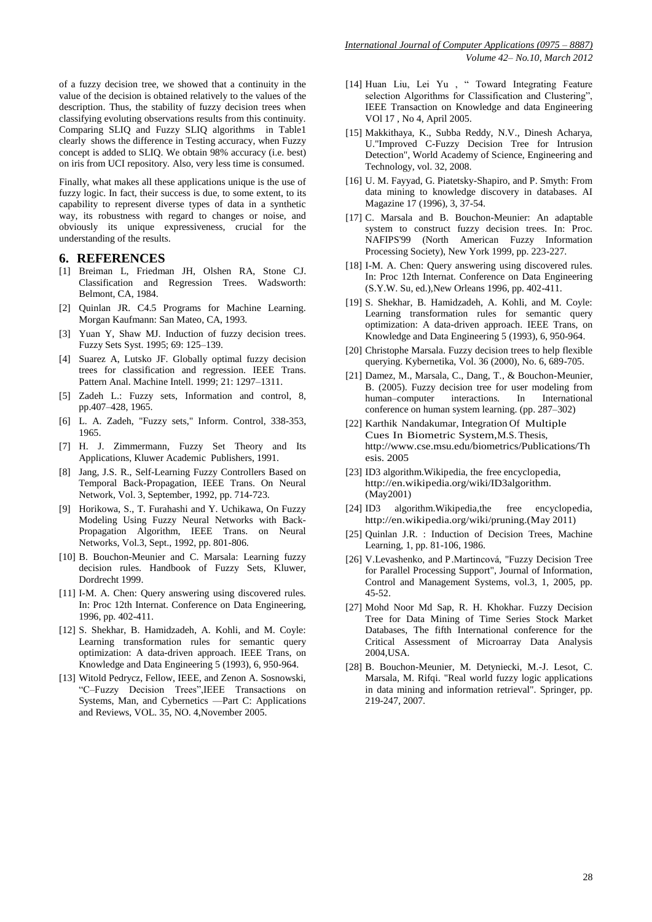of a fuzzy decision tree, we showed that a continuity in the value of the decision is obtained relatively to the values of the description. Thus, the stability of fuzzy decision trees when classifying evoluting observations results from this continuity. Comparing SLIQ and Fuzzy SLIQ algorithms in Table1 clearly shows the difference in Testing accuracy, when Fuzzy concept is added to SLIQ. We obtain 98% accuracy (i.e. best) on iris from UCI repository. Also, very less time is consumed.

Finally, what makes all these applications unique is the use of fuzzy logic. In fact, their success is due, to some extent, to its capability to represent diverse types of data in a synthetic way, its robustness with regard to changes or noise, and obviously its unique expressiveness, crucial for the understanding of the results.

## 6. REFERENCES

[1] Breiman L, Friedman JH, Olshen RA, Stone CJ. Classification and Regression Trees. Wadsworth: Belmont, CA, 1984.

[2] Quinlan JR. C4.5 Programs for Machine Learning. Morgan Kaufmann: San Mateo, CA, 1993.

[3] Yuan Y, Shaw MJ. Induction of fuzzy decision trees. Fuzzy Sets Syst. 1995; 69: 125–139.

[4] Suarez A, Lutsko JF. Globally optimal fuzzy decision trees for classification and regression. IEEE Trans. Pattern Anal. Machine Intell. 1999; 21: 1297–1311.

[5] Zadeh L.: Fuzzy sets, Information and control, 8, pp.407–428, 1965.

[6] L. A. Zadeh, "Fuzzy sets," Inform. Control, 338-353, 1965.

[7] H. J. Zimmermann, Fuzzy Set Theory and Its Applications, Kluwer Academic Publishers, 1991.

[8] Jang, J.S. R., Self-Learning Fuzzy Controllers Based on Temporal Back-Propagation, IEEE Trans. On Neural Network, Vol. 3, September, 1992, pp. 714-723.

[9] Horikowa, S., T. Furahashi and Y. Uchikawa, On Fuzzy Modeling Using Fuzzy Neural Networks with Back-Propagation Algorithm, IEEE Trans. on Neural Networks, Vol.3, Sept., 1992, pp. 801-806.

[10] B. Bouchon-Meunier and C. Marsala: Learning fuzzy decision rules. Handbook of Fuzzy Sets, Kluwer, Dordrecht 1999.

[11] I-M. A. Chen: Query answering using discovered rules. In: Proc 12th Internat. Conference on Data Engineering, 1996, pp. 402-411.

[12] S. Shekhar, B. Hamidzadeh, A. Kohli, and M. Coyle: Learning transformation rules for semantic query optimization: A data-driven approach. IEEE Trans, on Knowledge and Data Engineering 5 (1993), 6, 950-964.

[13] Witold Pedrycz, Fellow, IEEE, and Zenon A. Sosnowski, "C–Fuzzy Decision Trees",IEEE Transactions on Systems, Man, and Cybernetics —Part C: Applications and Reviews, VOL. 35, NO. 4,November 2005.

[14] Huan Liu, Lei Yu , " Toward Integrating Feature selection Algorithms for Classification and Clustering", IEEE Transaction on Knowledge and data Engineering VOl 17 , No 4, April 2005.

[15] Makkithaya, K., Subba Reddy, N.V., Dinesh Acharya, U."Improved C-Fuzzy Decision Tree for Intrusion Detection", World Academy of Science, Engineering and Technology, vol. 32, 2008.

[16] U. M. Fayyad, G. Piatetsky-Shapiro, and P. Smyth: From data mining to knowledge discovery in databases. AI Magazine 17 (1996), 3, 37-54.

[17] C. Marsala and B. Bouchon-Meunier: An adaptable system to construct fuzzy decision trees. In: Proc. NAFIPS'99 (North American Fuzzy Information Processing Society), New York 1999, pp. 223-227.

[18] I-M. A. Chen: Query answering using discovered rules. In: Proc 12th Internat. Conference on Data Engineering (S.Y.W. Su, ed.),New Orleans 1996, pp. 402-411.

[19] S. Shekhar, B. Hamidzadeh, A. Kohli, and M. Coyle: Learning transformation rules for semantic query optimization: A data-driven approach. IEEE Trans, on Knowledge and Data Engineering 5 (1993), 6, 950-964.

[20] Christophe Marsala. Fuzzy decision trees to help flexible querying. Kybernetika, Vol. 36 (2000), No. 6, 689-705.

[21] Damez, M., Marsala, C., Dang, T., & Bouchon-Meunier, B. (2005). Fuzzy decision tree for user modeling from human–computer interactions. In International conference on human system learning. (pp. 287–302)

[22] Karthik Nandakumar, Integration Of Multiple Cues In Biometric System,M.S.Thesis, http://www.cse.msu.edu/biometrics/Publications/Thesis. 2005

[23] ID3 algorithm.Wikipedia, the free encyclopedia, http://en.wikipedia.org/wiki/ID3algorithm. (May2001)

[24] ID3 algorithm.Wikipedia,the free encyclopedia, http://en.wikipedia.org/wiki/pruning.(May 2011)

[25] Quinlan J.R. : Induction of Decision Trees, Machine Learning, 1, pp. 81-106, 1986.

[26] V.Levashenko, and P.Martincová, "Fuzzy Decision Tree for Parallel Processing Support", Journal of Information, Control and Management Systems, vol.3, 1, 2005, pp. 45-52.

[27] Mohd Noor Md Sap, R. H. Khokhar. Fuzzy Decision Tree for Data Mining of Time Series Stock Market Databases, The fifth International conference for the Critical Assessment of Microarray Data Analysis 2004,USA.

[28] B. Bouchon-Meunier, M. Detyniecki, M.-J. Lesot, C. Marsala, M. Rifqi. "Real world fuzzy logic applications in data mining and information retrieval". Springer, pp. 219-247, 2007.